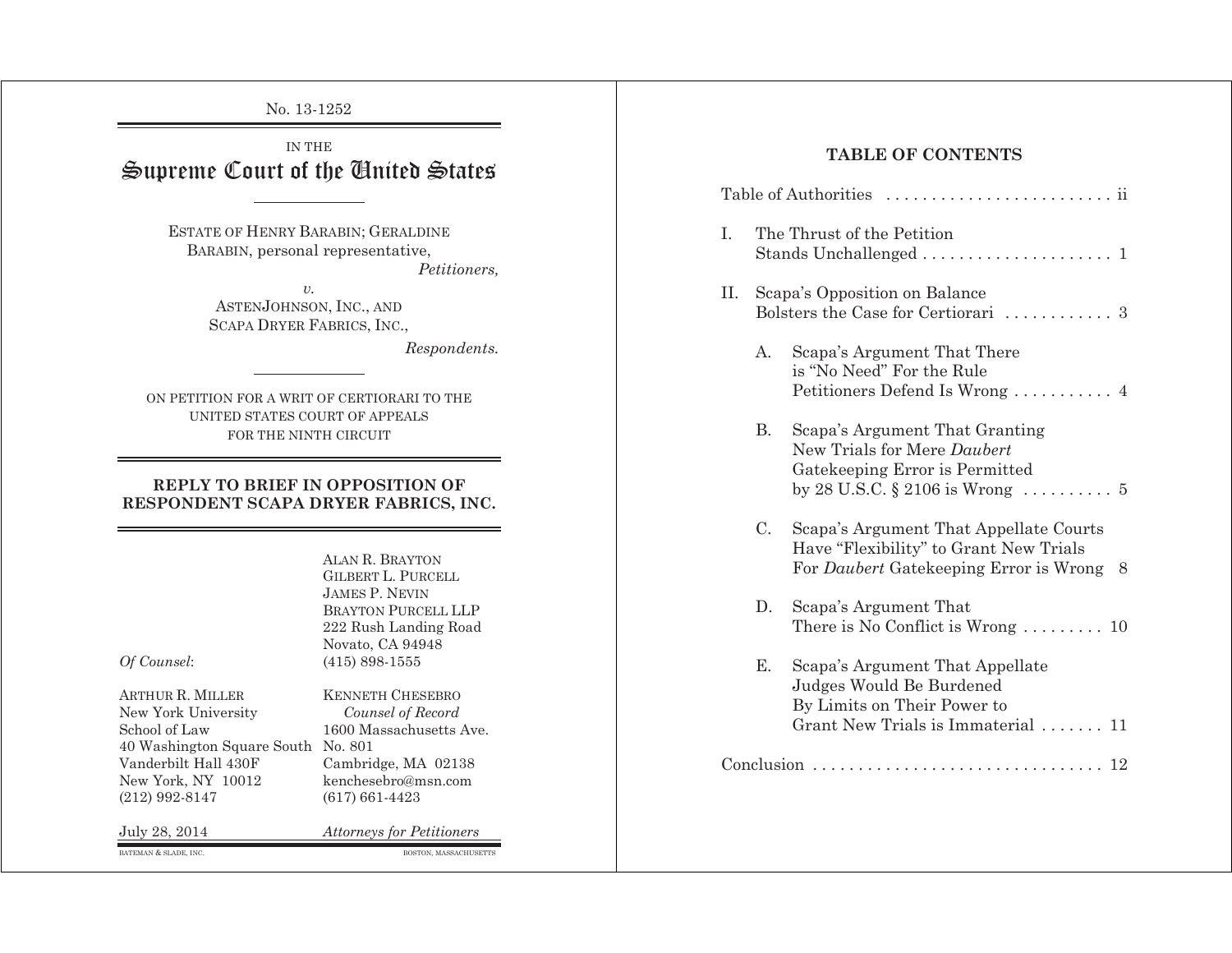No. 13-1252

IN THE

# Supreme Court of the United States

---

ESTATE OF HENRY BARABIN; GERALDINE BARABIN, personal representative,

*Petitioners,*

*v.*

ASTENJOHNSON, INC., AND SCAPA DRYER FABRICS, INC.,

*Respondents.*

---

ON PETITION FOR A WRIT OF CERTIORARI TO THE UNITED STATES COURT OF APPEALS FOR THE NINTH CIRCUIT

---

**REPLY TO BRIEF IN OPPOSITION OF RESPONDENT SCAPA DRYER FABRICS, INC.**

---

ALAN R. BRAYTON
GILBERT L. PURCELL
JAMES P. NEVIN
BRAYTON PURCELL LLP
222 Rush Landing Road
Novato, CA 94948
(415) 898-1555

*Of Counsel*:

ARTHUR R. MILLER
New York University
School of Law
40 Washington Square South
Vanderbilt Hall 430F
New York, NY 10012
(212) 992-8147

KENNETH CHESEBRO
*Counsel of Record*
1600 Massachusetts Ave.
No. 801
Cambridge, MA 02138
kenchesebro@msn.com
(617) 661-4423

*Attorneys for Petitioners*

July 28, 2014

BATEMAN & SLADE, INC. BOSTON, MASSACHUSETTS

---

## TABLE OF CONTENTS

Table of Authorities ..... ii

I. The Thrust of the Petition Stands Unchallenged ..... 1

II. Scapa's Opposition on Balance Bolsters the Case for Certiorari ..... 3

A. Scapa's Argument That There is "No Need" For the Rule Petitioners Defend Is Wrong ..... 4

B. Scapa's Argument That Granting New Trials for Mere *Daubert* Gatekeeping Error is Permitted by 28 U.S.C. § 2106 is Wrong ..... 5

C. Scapa's Argument That Appellate Courts Have "Flexibility" to Grant New Trials For *Daubert* Gatekeeping Error is Wrong ..... 8

D. Scapa's Argument That There is No Conflict is Wrong ..... 10

E. Scapa's Argument That Appellate Judges Would Be Burdened By Limits on Their Power to Grant New Trials is Immaterial ..... 11

Conclusion ..... 12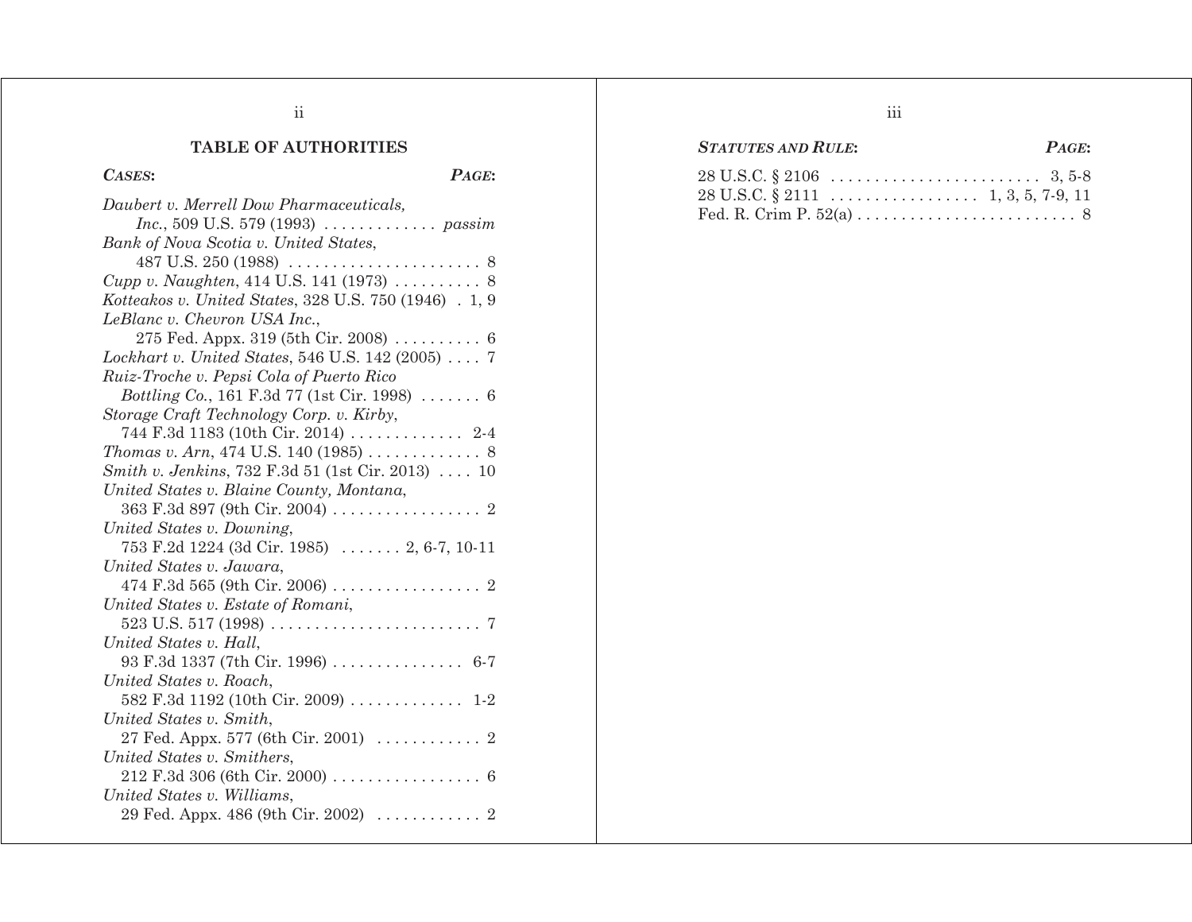## TABLE OF AUTHORITIES

| *CASES*: | *PAGE*: |
|---|---|
| *Daubert v. Merrell Dow Pharmaceuticals, Inc.*, 509 U.S. 579 (1993) | *passim* |
| *Bank of Nova Scotia v. United States*, 487 U.S. 250 (1988) | 8 |
| *Cupp v. Naughten*, 414 U.S. 141 (1973) | 8 |
| *Kotteakos v. United States*, 328 U.S. 750 (1946) | 1, 9 |
| *LeBlanc v. Chevron USA Inc.*, 275 Fed. Appx. 319 (5th Cir. 2008) | 6 |
| *Lockhart v. United States*, 546 U.S. 142 (2005) | 7 |
| *Ruiz-Troche v. Pepsi Cola of Puerto Rico Bottling Co.*, 161 F.3d 77 (1st Cir. 1998) | 6 |
| *Storage Craft Technology Corp. v. Kirby*, 744 F.3d 1183 (10th Cir. 2014) | 2-4 |
| *Thomas v. Arn*, 474 U.S. 140 (1985) | 8 |
| *Smith v. Jenkins*, 732 F.3d 51 (1st Cir. 2013) | 10 |
| *United States v. Blaine County, Montana*, 363 F.3d 897 (9th Cir. 2004) | 2 |
| *United States v. Downing*, 753 F.2d 1224 (3d Cir. 1985) | 2, 6-7, 10-11 |
| *United States v. Jawara*, 474 F.3d 565 (9th Cir. 2006) | 2 |
| *United States v. Estate of Romani*, 523 U.S. 517 (1998) | 7 |
| *United States v. Hall*, 93 F.3d 1337 (7th Cir. 1996) | 6-7 |
| *United States v. Roach*, 582 F.3d 1192 (10th Cir. 2009) | 1-2 |
| *United States v. Smith*, 27 Fed. Appx. 577 (6th Cir. 2001) | 2 |
| *United States v. Smithers*, 212 F.3d 306 (6th Cir. 2000) | 6 |
| *United States v. Williams*, 29 Fed. Appx. 486 (9th Cir. 2002) | 2 |

| *STATUTES AND RULE*: | *PAGE*: |
|---|---|
| 28 U.S.C. § 2106 | 3, 5-8 |
| 28 U.S.C. § 2111 | 1, 3, 5, 7-9, 11 |
| Fed. R. Crim P. 52(a) | 8 |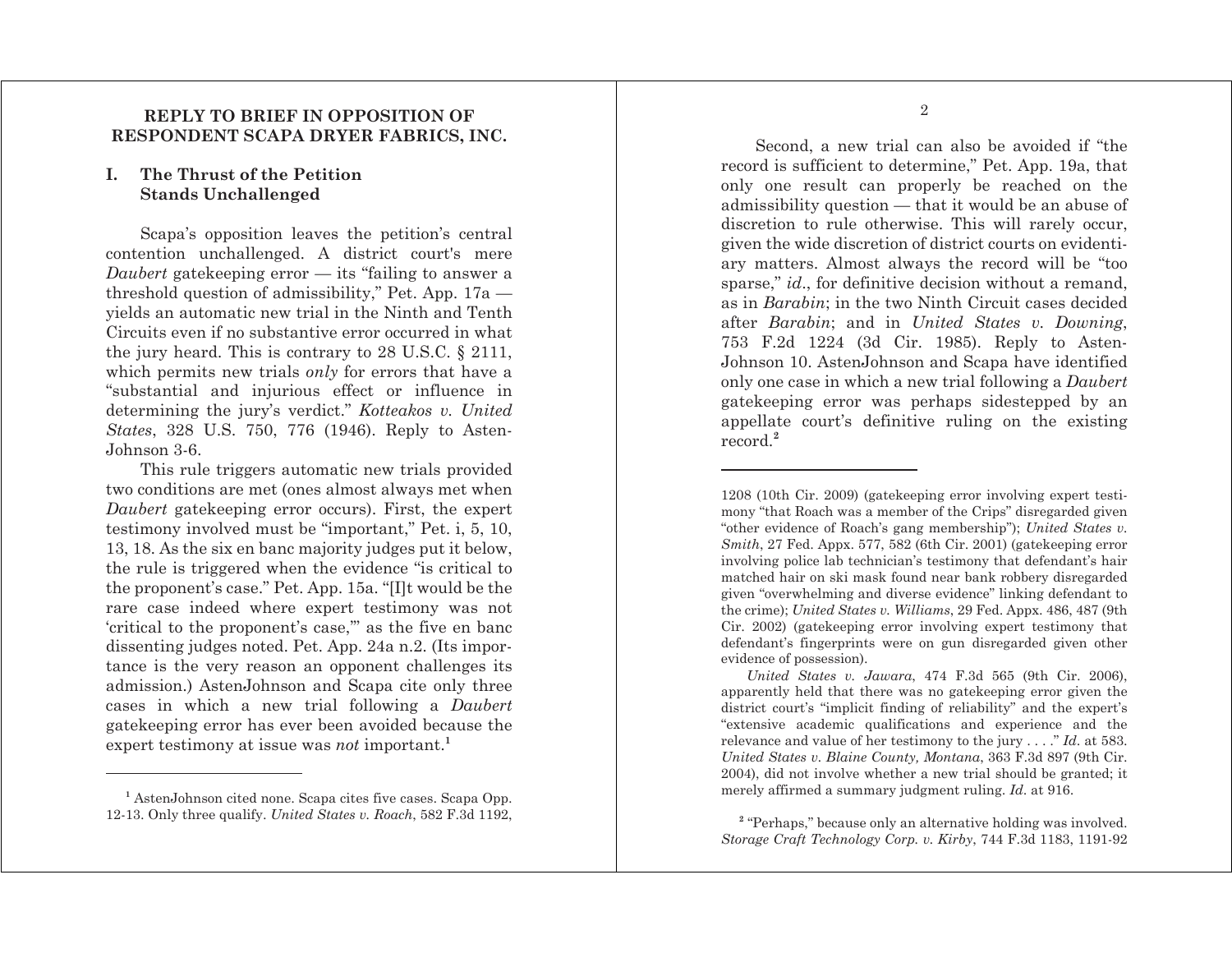## REPLY TO BRIEF IN OPPOSITION OF RESPONDENT SCAPA DRYER FABRICS, INC.

### I. The Thrust of the Petition Stands Unchallenged

Scapa's opposition leaves the petition's central contention unchallenged. A district court's mere *Daubert* gatekeeping error — its "failing to answer a threshold question of admissibility," Pet. App. 17a — yields an automatic new trial in the Ninth and Tenth Circuits even if no substantive error occurred in what the jury heard. This is contrary to 28 U.S.C. § 2111, which permits new trials *only* for errors that have a "substantial and injurious effect or influence in determining the jury's verdict." *Kotteakos v. United States*, 328 U.S. 750, 776 (1946). Reply to Asten-Johnson 3-6.

This rule triggers automatic new trials provided two conditions are met (ones almost always met when *Daubert* gatekeeping error occurs). First, the expert testimony involved must be "important," Pet. i, 5, 10, 13, 18. As the six en banc majority judges put it below, the rule is triggered when the evidence "is critical to the proponent's case." Pet. App. 15a. "[I]t would be the rare case indeed where expert testimony was not 'critical to the proponent's case,'" as the five en banc dissenting judges noted. Pet. App. 24a n.2. (Its importance is the very reason an opponent challenges its admission.) AstenJohnson and Scapa cite only three cases in which a new trial following a *Daubert* gatekeeping error has ever been avoided because the expert testimony at issue was *not* important.[1]

Second, a new trial can also be avoided if "the record is sufficient to determine," Pet. App. 19a, that only one result can properly be reached on the admissibility question — that it would be an abuse of discretion to rule otherwise. This will rarely occur, given the wide discretion of district courts on evidentiary matters. Almost always the record will be "too sparse," *id*., for definitive decision without a remand, as in *Barabin*; in the two Ninth Circuit cases decided after *Barabin*; and in *United States v. Downing*, 753 F.2d 1224 (3d Cir. 1985). Reply to Asten-Johnson 10. AstenJohnson and Scapa have identified only one case in which a new trial following a *Daubert* gatekeeping error was perhaps sidestepped by an appellate court's definitive ruling on the existing record.[2]

---

[1] AstenJohnson cited none. Scapa cites five cases. Scapa Opp. 12-13. Only three qualify. *United States v. Roach*, 582 F.3d 1192, 1208 (10th Cir. 2009) (gatekeeping error involving expert testimony "that Roach was a member of the Crips" disregarded given "other evidence of Roach's gang membership"); *United States v. Smith*, 27 Fed. Appx. 577, 582 (6th Cir. 2001) (gatekeeping error involving police lab technician's testimony that defendant's hair matched hair on ski mask found near bank robbery disregarded given "overwhelming and diverse evidence" linking defendant to the crime); *United States v. Williams*, 29 Fed. Appx. 486, 487 (9th Cir. 2002) (gatekeeping error involving expert testimony that defendant's fingerprints were on gun disregarded given other evidence of possession).

*United States v. Jawara*, 474 F.3d 565 (9th Cir. 2006), apparently held that there was no gatekeeping error given the district court's "implicit finding of reliability" and the expert's "extensive academic qualifications and experience and the relevance and value of her testimony to the jury . . . ." *Id*. at 583. *United States v. Blaine County, Montana*, 363 F.3d 897 (9th Cir. 2004), did not involve whether a new trial should be granted; it merely affirmed a summary judgment ruling. *Id*. at 916.

[2] "Perhaps," because only an alternative holding was involved. *Storage Craft Technology Corp. v. Kirby*, 744 F.3d 1183, 1191-92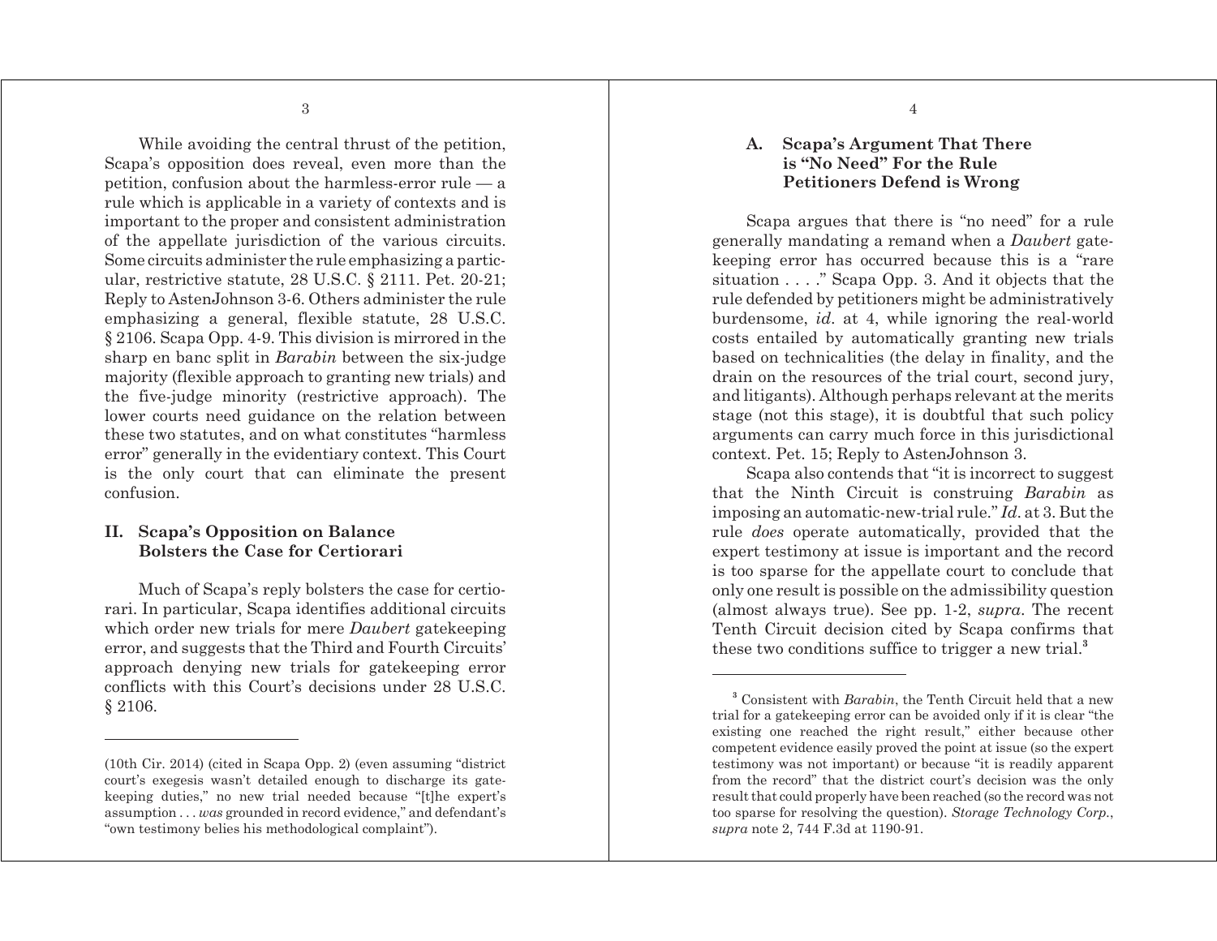While avoiding the central thrust of the petition, Scapa's opposition does reveal, even more than the petition, confusion about the harmless-error rule — a rule which is applicable in a variety of contexts and is important to the proper and consistent administration of the appellate jurisdiction of the various circuits. Some circuits administer the rule emphasizing a particular, restrictive statute, 28 U.S.C. § 2111. Pet. 20-21; Reply to AstenJohnson 3-6. Others administer the rule emphasizing a general, flexible statute, 28 U.S.C. § 2106. Scapa Opp. 4-9. This division is mirrored in the sharp en banc split in *Barabin* between the six-judge majority (flexible approach to granting new trials) and the five-judge minority (restrictive approach). The lower courts need guidance on the relation between these two statutes, and on what constitutes "harmless error" generally in the evidentiary context. This Court is the only court that can eliminate the present confusion.

## II. Scapa's Opposition on Balance Bolsters the Case for Certiorari

Much of Scapa's reply bolsters the case for certiorari. In particular, Scapa identifies additional circuits which order new trials for mere *Daubert* gatekeeping error, and suggests that the Third and Fourth Circuits' approach denying new trials for gatekeeping error conflicts with this Court's decisions under 28 U.S.C. § 2106.

(10th Cir. 2014) (cited in Scapa Opp. 2) (even assuming "district court's exegesis wasn't detailed enough to discharge its gatekeeping duties," no new trial needed because "[t]he expert's assumption . . . *was* grounded in record evidence," and defendant's "own testimony belies his methodological complaint").

### A. Scapa's Argument That There is "No Need" For the Rule Petitioners Defend is Wrong

Scapa argues that there is "no need" for a rule generally mandating a remand when a *Daubert* gatekeeping error has occurred because this is a "rare situation . . . ." Scapa Opp. 3. And it objects that the rule defended by petitioners might be administratively burdensome, *id*. at 4, while ignoring the real-world costs entailed by automatically granting new trials based on technicalities (the delay in finality, and the drain on the resources of the trial court, second jury, and litigants). Although perhaps relevant at the merits stage (not this stage), it is doubtful that such policy arguments can carry much force in this jurisdictional context. Pet. 15; Reply to AstenJohnson 3.

Scapa also contends that "it is incorrect to suggest that the Ninth Circuit is construing *Barabin* as imposing an automatic-new-trial rule." *Id*. at 3. But the rule *does* operate automatically, provided that the expert testimony at issue is important and the record is too sparse for the appellate court to conclude that only one result is possible on the admissibility question (almost always true). See pp. 1-2, *supra*. The recent Tenth Circuit decision cited by Scapa confirms that these two conditions suffice to trigger a new trial.[3]

[3] Consistent with *Barabin*, the Tenth Circuit held that a new trial for a gatekeeping error can be avoided only if it is clear "the existing one reached the right result," either because other competent evidence easily proved the point at issue (so the expert testimony was not important) or because "it is readily apparent from the record" that the district court's decision was the only result that could properly have been reached (so the record was not too sparse for resolving the question). *Storage Technology Corp.*, *supra* note 2, 744 F.3d at 1190-91.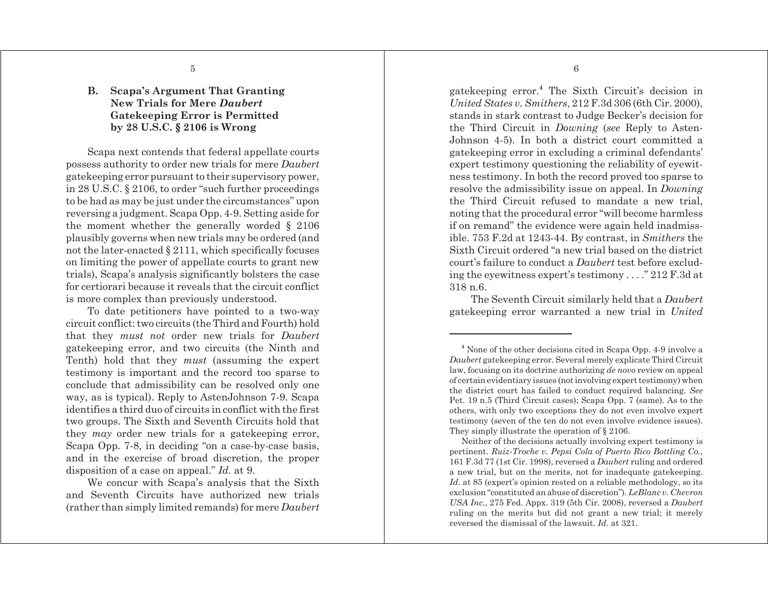### B. Scapa's Argument That Granting New Trials for Mere *Daubert* Gatekeeping Error is Permitted by 28 U.S.C. § 2106 is Wrong

Scapa next contends that federal appellate courts possess authority to order new trials for mere *Daubert* gatekeeping error pursuant to their supervisory power, in 28 U.S.C. § 2106, to order "such further proceedings to be had as may be just under the circumstances" upon reversing a judgment. Scapa Opp. 4-9. Setting aside for the moment whether the generally worded § 2106 plausibly governs when new trials may be ordered (and not the later-enacted § 2111, which specifically focuses on limiting the power of appellate courts to grant new trials), Scapa's analysis significantly bolsters the case for certiorari because it reveals that the circuit conflict is more complex than previously understood.

To date petitioners have pointed to a two-way circuit conflict: two circuits (the Third and Fourth) hold that they *must not* order new trials for *Daubert* gatekeeping error, and two circuits (the Ninth and Tenth) hold that they *must* (assuming the expert testimony is important and the record too sparse to conclude that admissibility can be resolved only one way, as is typical). Reply to AstenJohnson 7-9. Scapa identifies a third duo of circuits in conflict with the first two groups. The Sixth and Seventh Circuits hold that they *may* order new trials for a gatekeeping error, Scapa Opp. 7-8, in deciding "on a case-by-case basis, and in the exercise of broad discretion, the proper disposition of a case on appeal." *Id*. at 9.

We concur with Scapa's analysis that the Sixth and Seventh Circuits have authorized new trials (rather than simply limited remands) for mere *Daubert* gatekeeping error.[4] The Sixth Circuit's decision in *United States v. Smithers*, 212 F.3d 306 (6th Cir. 2000), stands in stark contrast to Judge Becker's decision for the Third Circuit in *Downing* (*see* Reply to Asten-Johnson 4-5). In both a district court committed a gatekeeping error in excluding a criminal defendants' expert testimony questioning the reliability of eyewitness testimony. In both the record proved too sparse to resolve the admissibility issue on appeal. In *Downing* the Third Circuit refused to mandate a new trial, noting that the procedural error "will become harmless if on remand" the evidence were again held inadmissible. 753 F.2d at 1243-44. By contrast, in *Smithers* the Sixth Circuit ordered "a new trial based on the district court's failure to conduct a *Daubert* test before excluding the eyewitness expert's testimony . . . ." 212 F.3d at 318 n.6.

The Seventh Circuit similarly held that a *Daubert* gatekeeping error warranted a new trial in *United*

---

[4] None of the other decisions cited in Scapa Opp. 4-9 involve a *Daubert* gatekeeping error. Several merely explicate Third Circuit law, focusing on its doctrine authorizing *de novo* review on appeal of certain evidentiary issues (not involving expert testimony) when the district court has failed to conduct required balancing. *See* Pet. 19 n.5 (Third Circuit cases); Scapa Opp. 7 (same). As to the others, with only two exceptions they do not even involve expert testimony (seven of the ten do not even involve evidence issues). They simply illustrate the operation of § 2106.

Neither of the decisions actually involving expert testimony is pertinent. *Ruiz-Troche v. Pepsi Cola of Puerto Rico Bottling Co.*, 161 F.3d 77 (1st Cir. 1998), reversed a *Daubert* ruling and ordered a new trial, but on the merits, not for inadequate gatekeeping. *Id*. at 85 (expert's opinion rested on a reliable methodology, so its exclusion "constituted an abuse of discretion"). *LeBlanc v. Chevron USA Inc.*, 275 Fed. Appx. 319 (5th Cir. 2008), reversed a *Daubert* ruling on the merits but did not grant a new trial; it merely reversed the dismissal of the lawsuit. *Id*. at 321.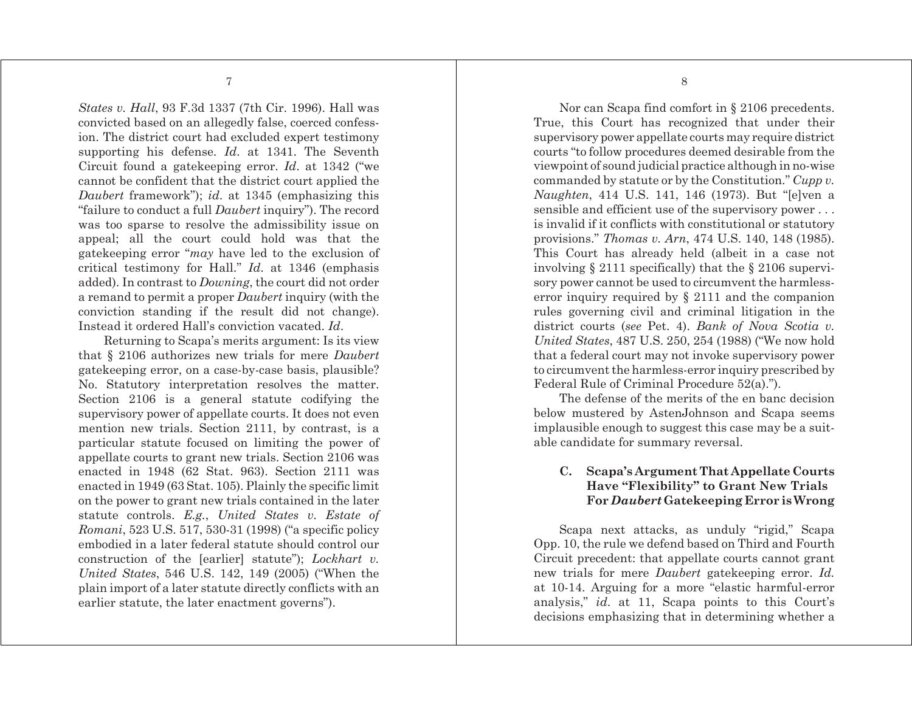*States v. Hall*, 93 F.3d 1337 (7th Cir. 1996). Hall was convicted based on an allegedly false, coerced confession. The district court had excluded expert testimony supporting his defense. *Id.* at 1341. The Seventh Circuit found a gatekeeping error. *Id*. at 1342 ("we cannot be confident that the district court applied the *Daubert* framework"); *id*. at 1345 (emphasizing this "failure to conduct a full *Daubert* inquiry"). The record was too sparse to resolve the admissibility issue on appeal; all the court could hold was that the gatekeeping error "*may* have led to the exclusion of critical testimony for Hall." *Id*. at 1346 (emphasis added). In contrast to *Downing*, the court did not order a remand to permit a proper *Daubert* inquiry (with the conviction standing if the result did not change). Instead it ordered Hall's conviction vacated. *Id*.

Returning to Scapa's merits argument: Is its view that § 2106 authorizes new trials for mere *Daubert* gatekeeping error, on a case-by-case basis, plausible? No. Statutory interpretation resolves the matter. Section 2106 is a general statute codifying the supervisory power of appellate courts. It does not even mention new trials. Section 2111, by contrast, is a particular statute focused on limiting the power of appellate courts to grant new trials. Section 2106 was enacted in 1948 (62 Stat. 963). Section 2111 was enacted in 1949 (63 Stat. 105). Plainly the specific limit on the power to grant new trials contained in the later statute controls. *E.g.*, *United States v. Estate of Romani*, 523 U.S. 517, 530-31 (1998) ("a specific policy embodied in a later federal statute should control our construction of the [earlier] statute"); *Lockhart v. United States*, 546 U.S. 142, 149 (2005) ("When the plain import of a later statute directly conflicts with an earlier statute, the later enactment governs").

Nor can Scapa find comfort in § 2106 precedents. True, this Court has recognized that under their supervisory power appellate courts may require district courts "to follow procedures deemed desirable from the viewpoint of sound judicial practice although in no-wise commanded by statute or by the Constitution." *Cupp v. Naughten*, 414 U.S. 141, 146 (1973). But "[e]ven a sensible and efficient use of the supervisory power . . . is invalid if it conflicts with constitutional or statutory provisions." *Thomas v. Arn*, 474 U.S. 140, 148 (1985). This Court has already held (albeit in a case not involving § 2111 specifically) that the § 2106 supervisory power cannot be used to circumvent the harmless-error inquiry required by § 2111 and the companion rules governing civil and criminal litigation in the district courts (*see* Pet. 4). *Bank of Nova Scotia v. United States*, 487 U.S. 250, 254 (1988) ("We now hold that a federal court may not invoke supervisory power to circumvent the harmless-error inquiry prescribed by Federal Rule of Criminal Procedure 52(a).").

The defense of the merits of the en banc decision below mustered by AstenJohnson and Scapa seems implausible enough to suggest this case may be a suitable candidate for summary reversal.

### C. Scapa's Argument That Appellate Courts Have "Flexibility" to Grant New Trials For *Daubert* Gatekeeping Error is Wrong

Scapa next attacks, as unduly "rigid," Scapa Opp. 10, the rule we defend based on Third and Fourth Circuit precedent: that appellate courts cannot grant new trials for mere *Daubert* gatekeeping error. *Id.* at 10-14. Arguing for a more "elastic harmful-error analysis," *id*. at 11, Scapa points to this Court's decisions emphasizing that in determining whether a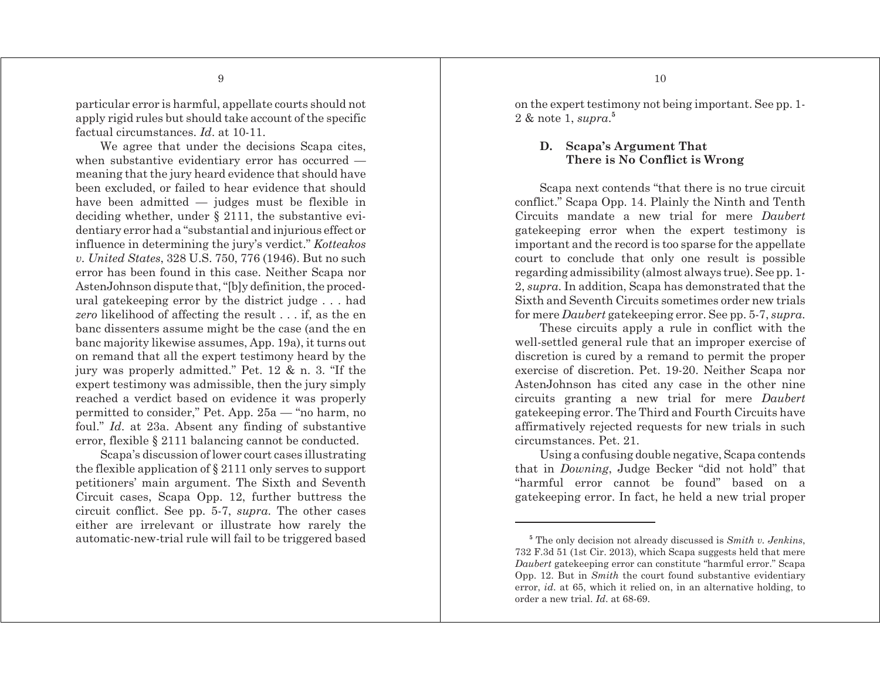particular error is harmful, appellate courts should not apply rigid rules but should take account of the specific factual circumstances. *Id*. at 10-11.

We agree that under the decisions Scapa cites, when substantive evidentiary error has occurred — meaning that the jury heard evidence that should have been excluded, or failed to hear evidence that should have been admitted — judges must be flexible in deciding whether, under § 2111, the substantive evidentiary error had a "substantial and injurious effect or influence in determining the jury's verdict." *Kotteakos v. United States*, 328 U.S. 750, 776 (1946). But no such error has been found in this case. Neither Scapa nor AstenJohnson dispute that, "[b]y definition, the procedural gatekeeping error by the district judge . . . had *zero* likelihood of affecting the result . . . if, as the en banc dissenters assume might be the case (and the en banc majority likewise assumes, App. 19a), it turns out on remand that all the expert testimony heard by the jury was properly admitted." Pet. 12 & n. 3. "If the expert testimony was admissible, then the jury simply reached a verdict based on evidence it was properly permitted to consider," Pet. App. 25a — "no harm, no foul." *Id.* at 23a. Absent any finding of substantive error, flexible § 2111 balancing cannot be conducted.

Scapa's discussion of lower court cases illustrating the flexible application of § 2111 only serves to support petitioners' main argument. The Sixth and Seventh Circuit cases, Scapa Opp. 12, further buttress the circuit conflict. See pp. 5-7, *supra.* The other cases either are irrelevant or illustrate how rarely the automatic-new-trial rule will fail to be triggered based on the expert testimony not being important. See pp. 1-2 & note 1, *supra*.[5]

### D. Scapa's Argument That There is No Conflict is Wrong

Scapa next contends "that there is no true circuit conflict." Scapa Opp. 14. Plainly the Ninth and Tenth Circuits mandate a new trial for mere *Daubert* gatekeeping error when the expert testimony is important and the record is too sparse for the appellate court to conclude that only one result is possible regarding admissibility (almost always true). See pp. 1-2, *supra.* In addition, Scapa has demonstrated that the Sixth and Seventh Circuits sometimes order new trials for mere *Daubert* gatekeeping error. See pp. 5-7, *supra.*

These circuits apply a rule in conflict with the well-settled general rule that an improper exercise of discretion is cured by a remand to permit the proper exercise of discretion. Pet. 19-20. Neither Scapa nor AstenJohnson has cited any case in the other nine circuits granting a new trial for mere *Daubert* gatekeeping error. The Third and Fourth Circuits have affirmatively rejected requests for new trials in such circumstances. Pet. 21.

Using a confusing double negative, Scapa contends that in *Downing*, Judge Becker "did not hold" that "harmful error cannot be found" based on a gatekeeping error. In fact, he held a new trial proper

[5] The only decision not already discussed is *Smith v. Jenkins*, 732 F.3d 51 (1st Cir. 2013), which Scapa suggests held that mere *Daubert* gatekeeping error can constitute "harmful error." Scapa Opp. 12. But in *Smith* the court found substantive evidentiary error, *id.* at 65, which it relied on, in an alternative holding, to order a new trial. *Id.* at 68-69.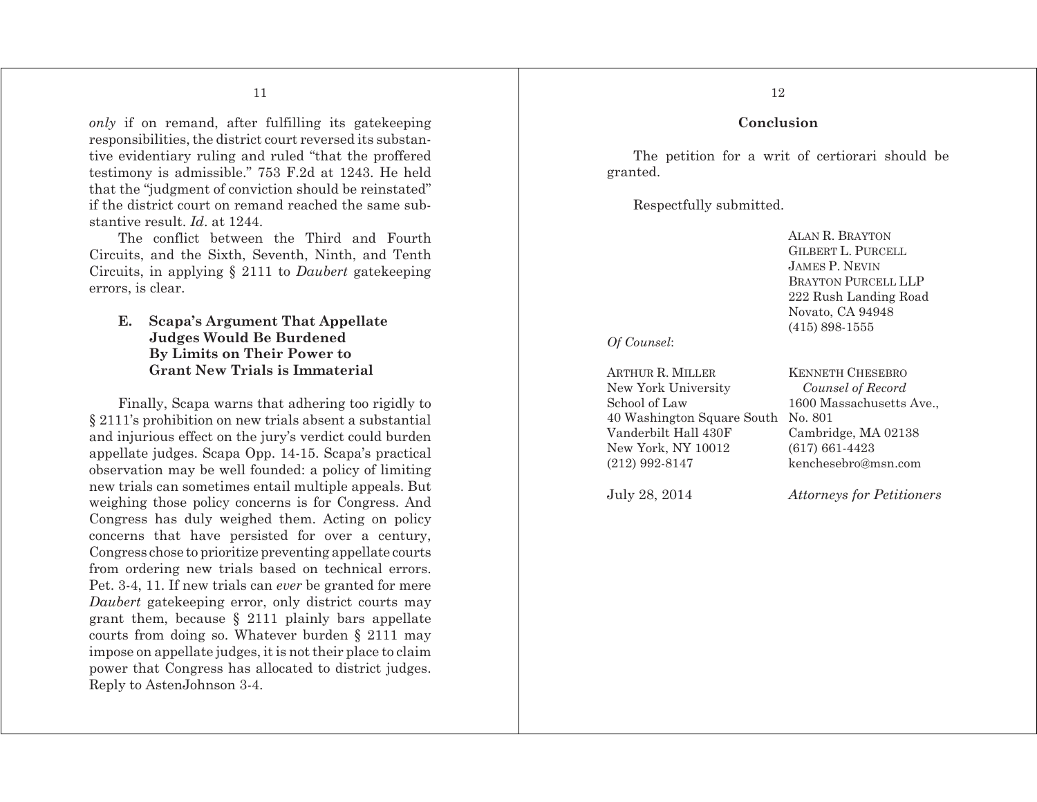*only* if on remand, after fulfilling its gatekeeping responsibilities, the district court reversed its substantive evidentiary ruling and ruled "that the proffered testimony is admissible." 753 F.2d at 1243. He held that the "judgment of conviction should be reinstated" if the district court on remand reached the same substantive result. *Id*. at 1244.

The conflict between the Third and Fourth Circuits, and the Sixth, Seventh, Ninth, and Tenth Circuits, in applying § 2111 to *Daubert* gatekeeping errors, is clear.

### E. Scapa's Argument That Appellate Judges Would Be Burdened By Limits on Their Power to Grant New Trials is Immaterial

Finally, Scapa warns that adhering too rigidly to § 2111's prohibition on new trials absent a substantial and injurious effect on the jury's verdict could burden appellate judges. Scapa Opp. 14-15. Scapa's practical observation may be well founded: a policy of limiting new trials can sometimes entail multiple appeals. But weighing those policy concerns is for Congress. And Congress has duly weighed them. Acting on policy concerns that have persisted for over a century, Congress chose to prioritize preventing appellate courts from ordering new trials based on technical errors. Pet. 3-4, 11. If new trials can *ever* be granted for mere *Daubert* gatekeeping error, only district courts may grant them, because § 2111 plainly bars appellate courts from doing so. Whatever burden § 2111 may impose on appellate judges, it is not their place to claim power that Congress has allocated to district judges. Reply to AstenJohnson 3-4.

## Conclusion

The petition for a writ of certiorari should be granted.

Respectfully submitted.

Alan R. Brayton
Gilbert L. Purcell
James P. Nevin
Brayton Purcell LLP
222 Rush Landing Road
Novato, CA 94948
(415) 898-1555

*Of Counsel*:

Arthur R. Miller
New York University
School of Law
40 Washington Square South
Vanderbilt Hall 430F
New York, NY 10012
(212) 992-8147

Kenneth Chesebro
*Counsel of Record*
1600 Massachusetts Ave.,
No. 801
Cambridge, MA 02138
(617) 661-4423
kenchesebro@msn.com

July 28, 2014

*Attorneys for Petitioners*